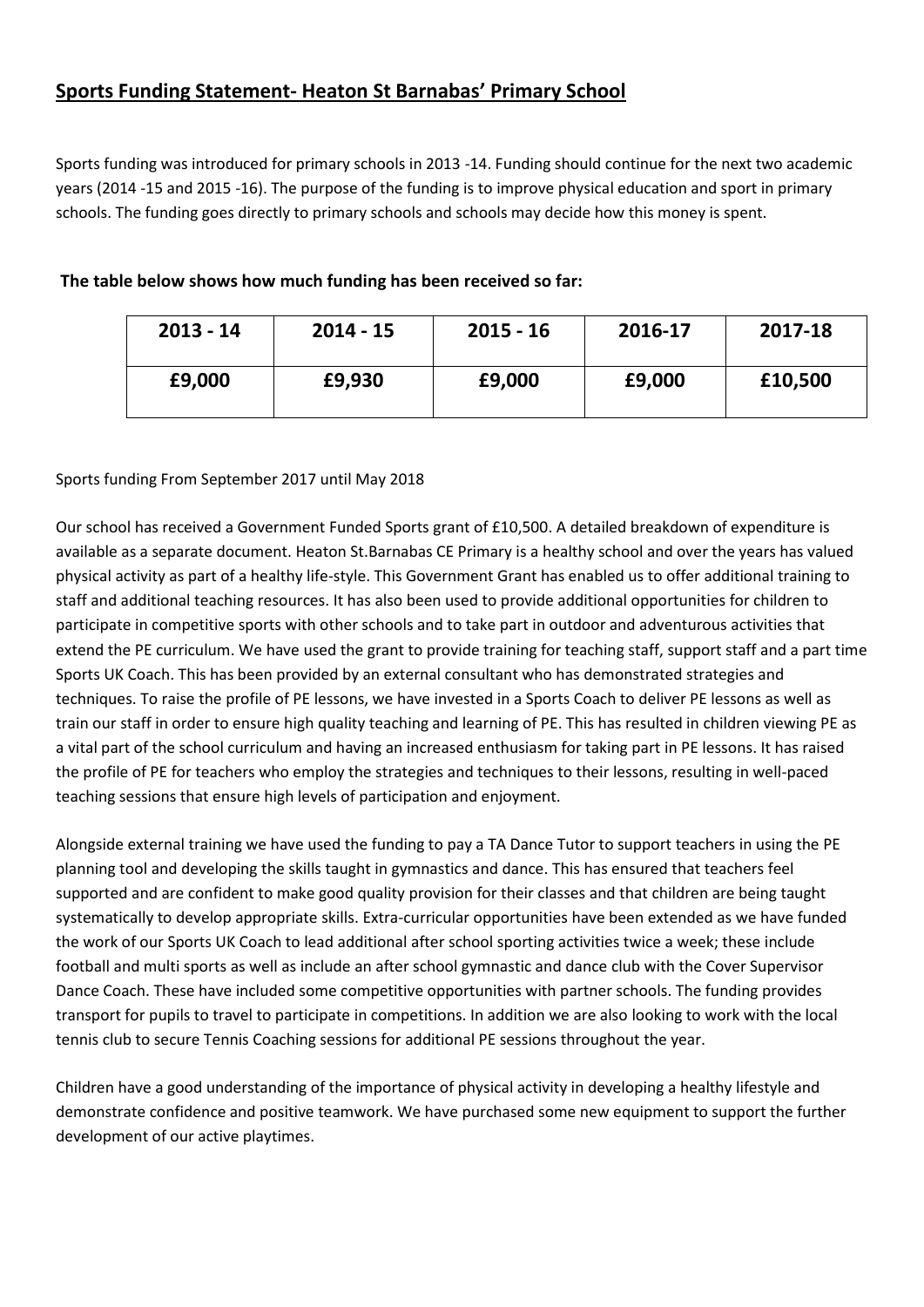# Sports Funding Statement- Heaton St Barnabas' Primary School

Sports funding was introduced for primary schools in 2013 -14. Funding should continue for the next two academic years (2014 -15 and 2015 -16). The purpose of the funding is to improve physical education and sport in primary schools. The funding goes directly to primary schools and schools may decide how this money is spent.

**The table below shows how much funding has been received so far:**

| 2013 - 14 | 2014 - 15 | 2015 - 16 | 2016-17 | 2017-18 |
|---|---|---|---|---|
| £9,000 | £9,930 | £9,000 | £9,000 | £10,500 |

Sports funding From September 2017 until May 2018

Our school has received a Government Funded Sports grant of £10,500. A detailed breakdown of expenditure is available as a separate document. Heaton St.Barnabas CE Primary is a healthy school and over the years has valued physical activity as part of a healthy life-style. This Government Grant has enabled us to offer additional training to staff and additional teaching resources. It has also been used to provide additional opportunities for children to participate in competitive sports with other schools and to take part in outdoor and adventurous activities that extend the PE curriculum. We have used the grant to provide training for teaching staff, support staff and a part time Sports UK Coach. This has been provided by an external consultant who has demonstrated strategies and techniques. To raise the profile of PE lessons, we have invested in a Sports Coach to deliver PE lessons as well as train our staff in order to ensure high quality teaching and learning of PE. This has resulted in children viewing PE as a vital part of the school curriculum and having an increased enthusiasm for taking part in PE lessons. It has raised the profile of PE for teachers who employ the strategies and techniques to their lessons, resulting in well-paced teaching sessions that ensure high levels of participation and enjoyment.

Alongside external training we have used the funding to pay a TA Dance Tutor to support teachers in using the PE planning tool and developing the skills taught in gymnastics and dance. This has ensured that teachers feel supported and are confident to make good quality provision for their classes and that children are being taught systematically to develop appropriate skills. Extra-curricular opportunities have been extended as we have funded the work of our Sports UK Coach to lead additional after school sporting activities twice a week; these include football and multi sports as well as include an after school gymnastic and dance club with the Cover Supervisor Dance Coach. These have included some competitive opportunities with partner schools. The funding provides transport for pupils to travel to participate in competitions. In addition we are also looking to work with the local tennis club to secure Tennis Coaching sessions for additional PE sessions throughout the year.

Children have a good understanding of the importance of physical activity in developing a healthy lifestyle and demonstrate confidence and positive teamwork. We have purchased some new equipment to support the further development of our active playtimes.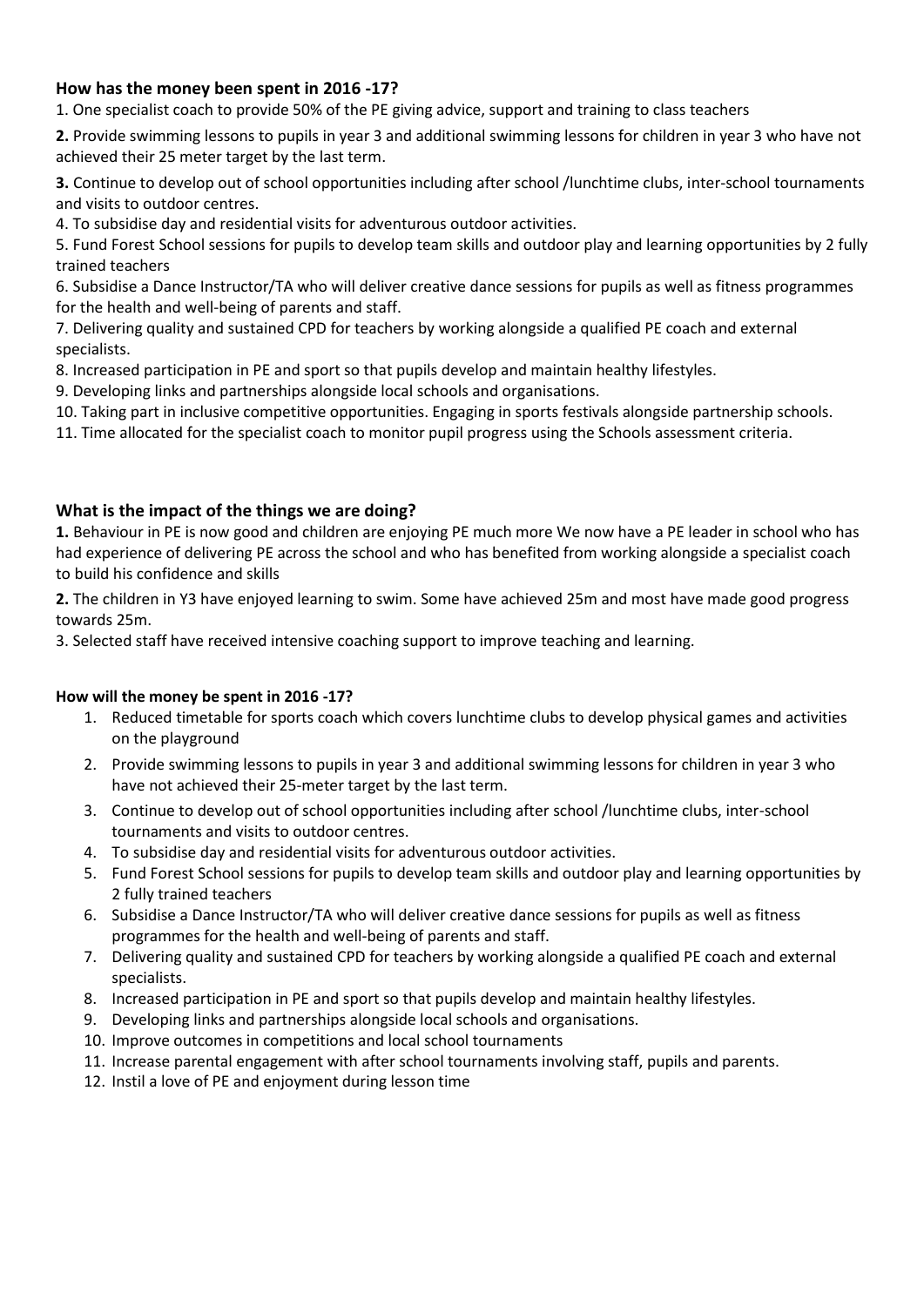### How has the money been spent in 2016 -17?

1. One specialist coach to provide 50% of the PE giving advice, support and training to class teachers

**2.** Provide swimming lessons to pupils in year 3 and additional swimming lessons for children in year 3 who have not achieved their 25 meter target by the last term.

**3.** Continue to develop out of school opportunities including after school /lunchtime clubs, inter-school tournaments and visits to outdoor centres.

4. To subsidise day and residential visits for adventurous outdoor activities.

5. Fund Forest School sessions for pupils to develop team skills and outdoor play and learning opportunities by 2 fully trained teachers

6. Subsidise a Dance Instructor/TA who will deliver creative dance sessions for pupils as well as fitness programmes for the health and well-being of parents and staff.

7. Delivering quality and sustained CPD for teachers by working alongside a qualified PE coach and external specialists.

8. Increased participation in PE and sport so that pupils develop and maintain healthy lifestyles.

9. Developing links and partnerships alongside local schools and organisations.

10. Taking part in inclusive competitive opportunities. Engaging in sports festivals alongside partnership schools.

11. Time allocated for the specialist coach to monitor pupil progress using the Schools assessment criteria.

### What is the impact of the things we are doing?

**1.** Behaviour in PE is now good and children are enjoying PE much more We now have a PE leader in school who has had experience of delivering PE across the school and who has benefited from working alongside a specialist coach to build his confidence and skills

**2.** The children in Y3 have enjoyed learning to swim. Some have achieved 25m and most have made good progress towards 25m.

3. Selected staff have received intensive coaching support to improve teaching and learning.

#### How will the money be spent in 2016 -17?

1. Reduced timetable for sports coach which covers lunchtime clubs to develop physical games and activities on the playground
2. Provide swimming lessons to pupils in year 3 and additional swimming lessons for children in year 3 who have not achieved their 25-meter target by the last term.
3. Continue to develop out of school opportunities including after school /lunchtime clubs, inter-school tournaments and visits to outdoor centres.
4. To subsidise day and residential visits for adventurous outdoor activities.
5. Fund Forest School sessions for pupils to develop team skills and outdoor play and learning opportunities by 2 fully trained teachers
6. Subsidise a Dance Instructor/TA who will deliver creative dance sessions for pupils as well as fitness programmes for the health and well-being of parents and staff.
7. Delivering quality and sustained CPD for teachers by working alongside a qualified PE coach and external specialists.
8. Increased participation in PE and sport so that pupils develop and maintain healthy lifestyles.
9. Developing links and partnerships alongside local schools and organisations.
10. Improve outcomes in competitions and local school tournaments
11. Increase parental engagement with after school tournaments involving staff, pupils and parents.
12. Instil a love of PE and enjoyment during lesson time